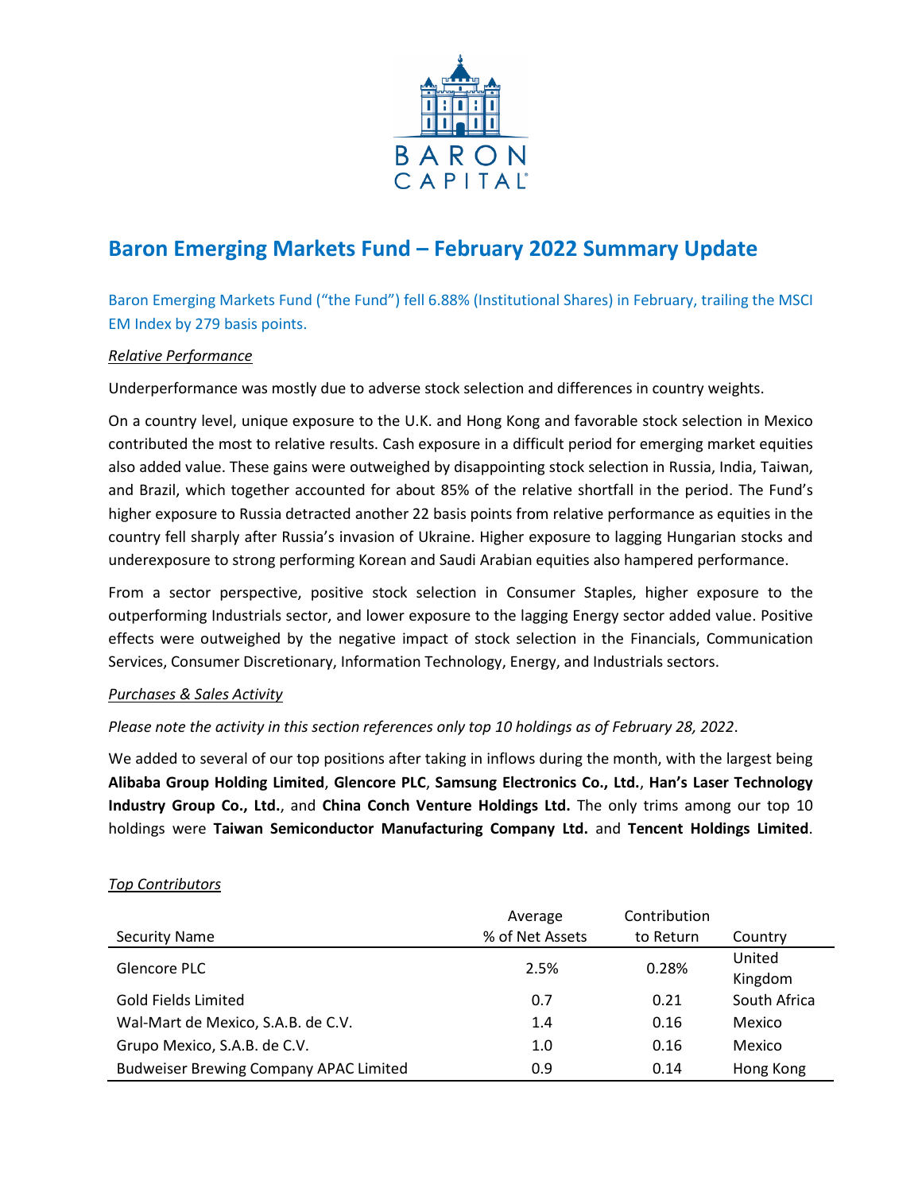# Baron Emerging Markets Fund – February 2022 Summary Update

Baron Emerging Markets Fund ("the Fund") fell 6.88% (Institutional Shares) in February, trailing the MSCI EM Index by 279 basis points.

*Relative Performance*

Underperformance was mostly due to adverse stock selection and differences in country weights.

On a country level, unique exposure to the U.K. and Hong Kong and favorable stock selection in Mexico contributed the most to relative results. Cash exposure in a difficult period for emerging market equities also added value. These gains were outweighed by disappointing stock selection in Russia, India, Taiwan, and Brazil, which together accounted for about 85% of the relative shortfall in the period. The Fund's higher exposure to Russia detracted another 22 basis points from relative performance as equities in the country fell sharply after Russia's invasion of Ukraine. Higher exposure to lagging Hungarian stocks and underexposure to strong performing Korean and Saudi Arabian equities also hampered performance.

From a sector perspective, positive stock selection in Consumer Staples, higher exposure to the outperforming Industrials sector, and lower exposure to the lagging Energy sector added value. Positive effects were outweighed by the negative impact of stock selection in the Financials, Communication Services, Consumer Discretionary, Information Technology, Energy, and Industrials sectors.

*Purchases & Sales Activity*

*Please note the activity in this section references only top 10 holdings as of February 28, 2022*.

We added to several of our top positions after taking in inflows during the month, with the largest being **Alibaba Group Holding Limited**, **Glencore PLC**, **Samsung Electronics Co., Ltd.**, **Han's Laser Technology Industry Group Co., Ltd.**, and **China Conch Venture Holdings Ltd.** The only trims among our top 10 holdings were **Taiwan Semiconductor Manufacturing Company Ltd.** and **Tencent Holdings Limited**.

*Top Contributors*

| Security Name | Average % of Net Assets | Contribution to Return | Country |
|---|---|---|---|
| Glencore PLC | 2.5% | 0.28% | United Kingdom |
| Gold Fields Limited | 0.7 | 0.21 | South Africa |
| Wal-Mart de Mexico, S.A.B. de C.V. | 1.4 | 0.16 | Mexico |
| Grupo Mexico, S.A.B. de C.V. | 1.0 | 0.16 | Mexico |
| Budweiser Brewing Company APAC Limited | 0.9 | 0.14 | Hong Kong |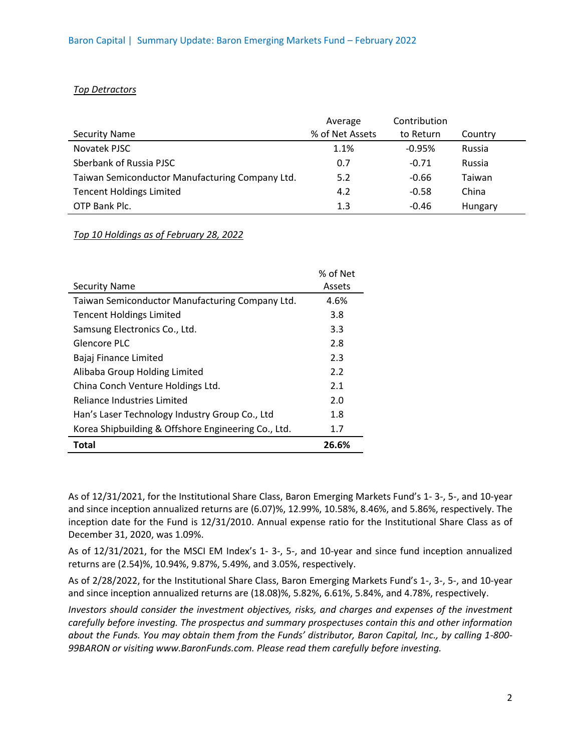*Top Detractors*

| Security Name | Average % of Net Assets | Contribution to Return | Country |
|---|---|---|---|
| Novatek PJSC | 1.1% | -0.95% | Russia |
| Sberbank of Russia PJSC | 0.7 | -0.71 | Russia |
| Taiwan Semiconductor Manufacturing Company Ltd. | 5.2 | -0.66 | Taiwan |
| Tencent Holdings Limited | 4.2 | -0.58 | China |
| OTP Bank Plc. | 1.3 | -0.46 | Hungary |

*Top 10 Holdings as of February 28, 2022*

| Security Name | % of Net Assets |
|---|---|
| Taiwan Semiconductor Manufacturing Company Ltd. | 4.6% |
| Tencent Holdings Limited | 3.8 |
| Samsung Electronics Co., Ltd. | 3.3 |
| Glencore PLC | 2.8 |
| Bajaj Finance Limited | 2.3 |
| Alibaba Group Holding Limited | 2.2 |
| China Conch Venture Holdings Ltd. | 2.1 |
| Reliance Industries Limited | 2.0 |
| Han's Laser Technology Industry Group Co., Ltd | 1.8 |
| Korea Shipbuilding & Offshore Engineering Co., Ltd. | 1.7 |
| **Total** | **26.6%** |

As of 12/31/2021, for the Institutional Share Class, Baron Emerging Markets Fund's 1- 3-, 5-, and 10-year and since inception annualized returns are (6.07)%, 12.99%, 10.58%, 8.46%, and 5.86%, respectively. The inception date for the Fund is 12/31/2010. Annual expense ratio for the Institutional Share Class as of December 31, 2020, was 1.09%.

As of 12/31/2021, for the MSCI EM Index's 1- 3-, 5-, and 10-year and since fund inception annualized returns are (2.54)%, 10.94%, 9.87%, 5.49%, and 3.05%, respectively.

As of 2/28/2022, for the Institutional Share Class, Baron Emerging Markets Fund's 1-, 3-, 5-, and 10-year and since inception annualized returns are (18.08)%, 5.82%, 6.61%, 5.84%, and 4.78%, respectively.

*Investors should consider the investment objectives, risks, and charges and expenses of the investment carefully before investing. The prospectus and summary prospectuses contain this and other information about the Funds. You may obtain them from the Funds' distributor, Baron Capital, Inc., by calling 1-800-99BARON or visiting www.BaronFunds.com. Please read them carefully before investing.*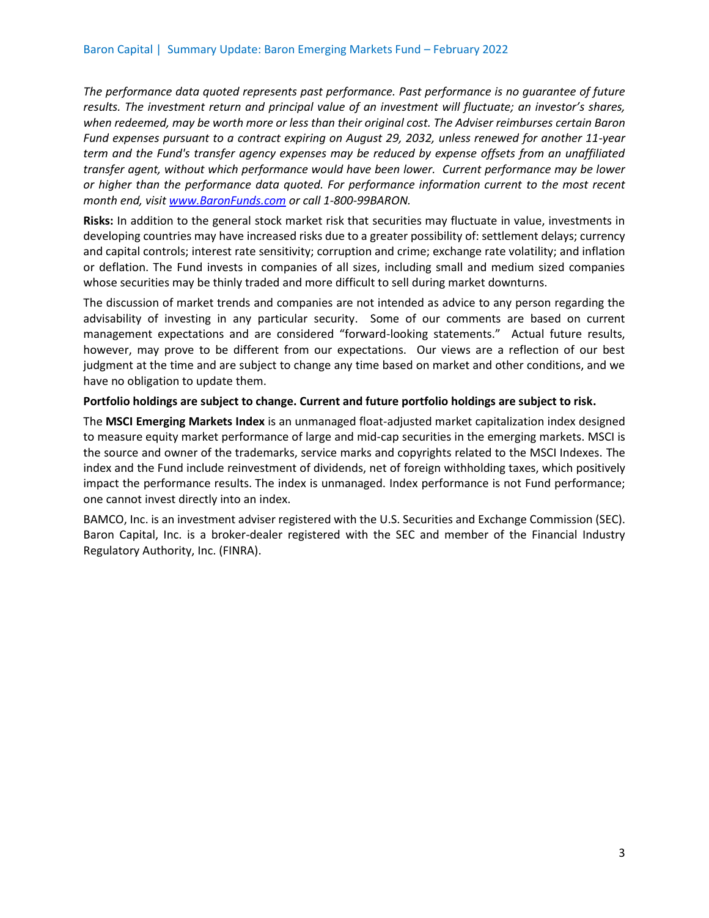*The performance data quoted represents past performance. Past performance is no guarantee of future results. The investment return and principal value of an investment will fluctuate; an investor's shares, when redeemed, may be worth more or less than their original cost. The Adviser reimburses certain Baron Fund expenses pursuant to a contract expiring on August 29, 2032, unless renewed for another 11-year term and the Fund's transfer agency expenses may be reduced by expense offsets from an unaffiliated transfer agent, without which performance would have been lower. Current performance may be lower or higher than the performance data quoted. For performance information current to the most recent month end, visit [www.BaronFunds.com](http://www.BaronFunds.com) or call 1-800-99BARON.*

**Risks:** In addition to the general stock market risk that securities may fluctuate in value, investments in developing countries may have increased risks due to a greater possibility of: settlement delays; currency and capital controls; interest rate sensitivity; corruption and crime; exchange rate volatility; and inflation or deflation. The Fund invests in companies of all sizes, including small and medium sized companies whose securities may be thinly traded and more difficult to sell during market downturns.

The discussion of market trends and companies are not intended as advice to any person regarding the advisability of investing in any particular security. Some of our comments are based on current management expectations and are considered "forward-looking statements." Actual future results, however, may prove to be different from our expectations. Our views are a reflection of our best judgment at the time and are subject to change any time based on market and other conditions, and we have no obligation to update them.

**Portfolio holdings are subject to change. Current and future portfolio holdings are subject to risk.**

The **MSCI Emerging Markets Index** is an unmanaged float-adjusted market capitalization index designed to measure equity market performance of large and mid-cap securities in the emerging markets. MSCI is the source and owner of the trademarks, service marks and copyrights related to the MSCI Indexes. The index and the Fund include reinvestment of dividends, net of foreign withholding taxes, which positively impact the performance results. The index is unmanaged. Index performance is not Fund performance; one cannot invest directly into an index.

BAMCO, Inc. is an investment adviser registered with the U.S. Securities and Exchange Commission (SEC). Baron Capital, Inc. is a broker-dealer registered with the SEC and member of the Financial Industry Regulatory Authority, Inc. (FINRA).